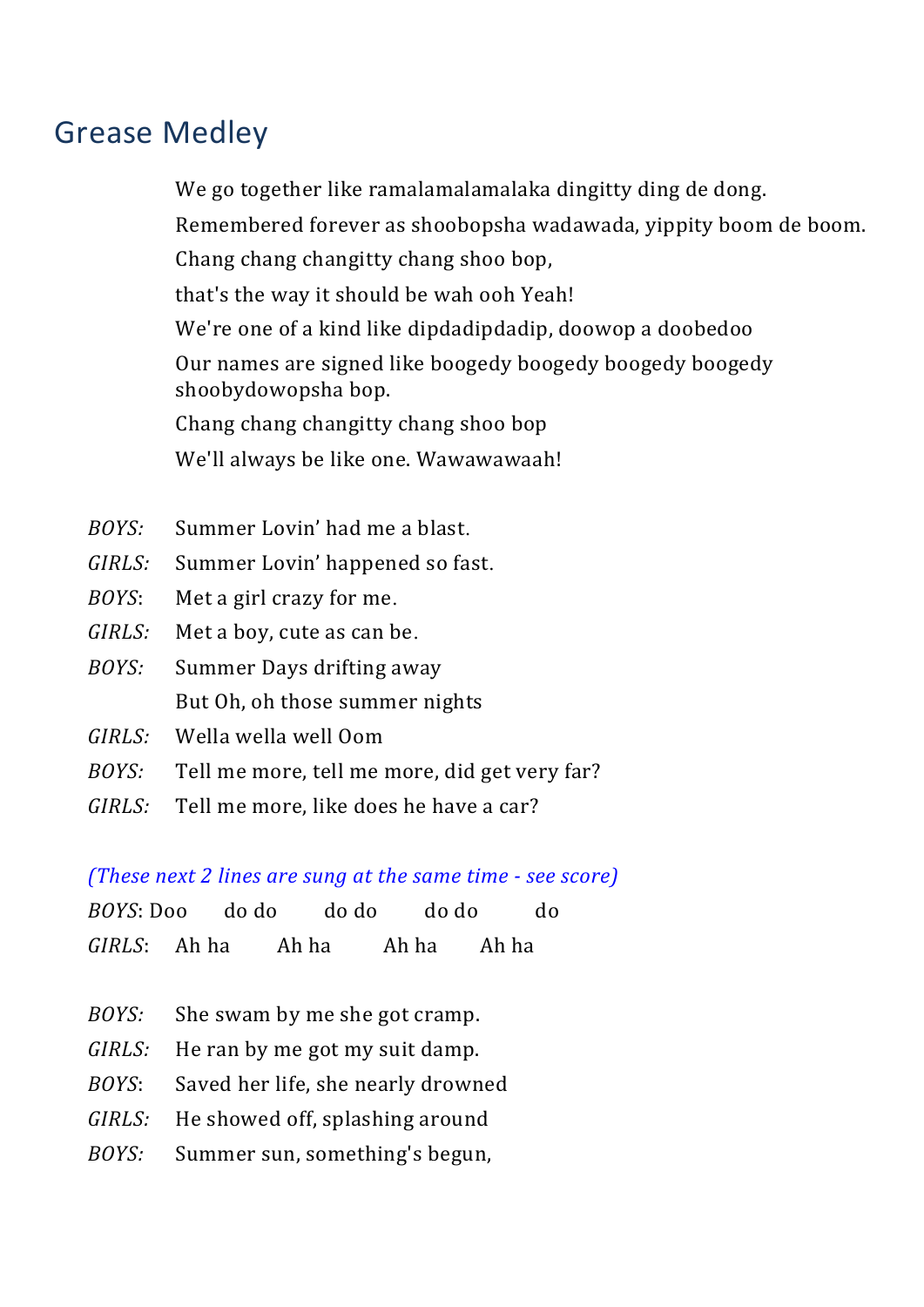# Grease Medley

We go together like ramalamalamalaka dingitty ding de dong.

Remembered forever as shoobopsha wadawada, yippity boom de boom.

Chang chang changitty chang shoo bop,

that's the way it should be wah ooh Yeah!

We're one of a kind like dipdadipdadip, doowop a doobedoo

Our names are signed like boogedy boogedy boogedy boogedy shoobydowopsha bop.

Chang chang changitty chang shoo bop

We'll always be like one. Wawawawaah!

*BOYS:* Summer Lovin' had me a blast.

*GIRLS:* Summer Lovin' happened so fast.

*BOYS*: Met a girl crazy for me.

*GIRLS:* Met a boy, cute as can be.

*BOYS:* Summer Days drifting away
But Oh, oh those summer nights

*GIRLS:* Wella wella well Oom

*BOYS:* Tell me more, tell me more, did get very far?

*GIRLS:* Tell me more, like does he have a car?

*(These next 2 lines are sung at the same time - see score)*

*BOYS*: Doo do do do do do do do

*GIRLS*: Ah ha Ah ha Ah ha Ah ha

*BOYS:* She swam by me she got cramp.

*GIRLS:* He ran by me got my suit damp.

*BOYS*: Saved her life, she nearly drowned

*GIRLS:* He showed off, splashing around

*BOYS:* Summer sun, something's begun,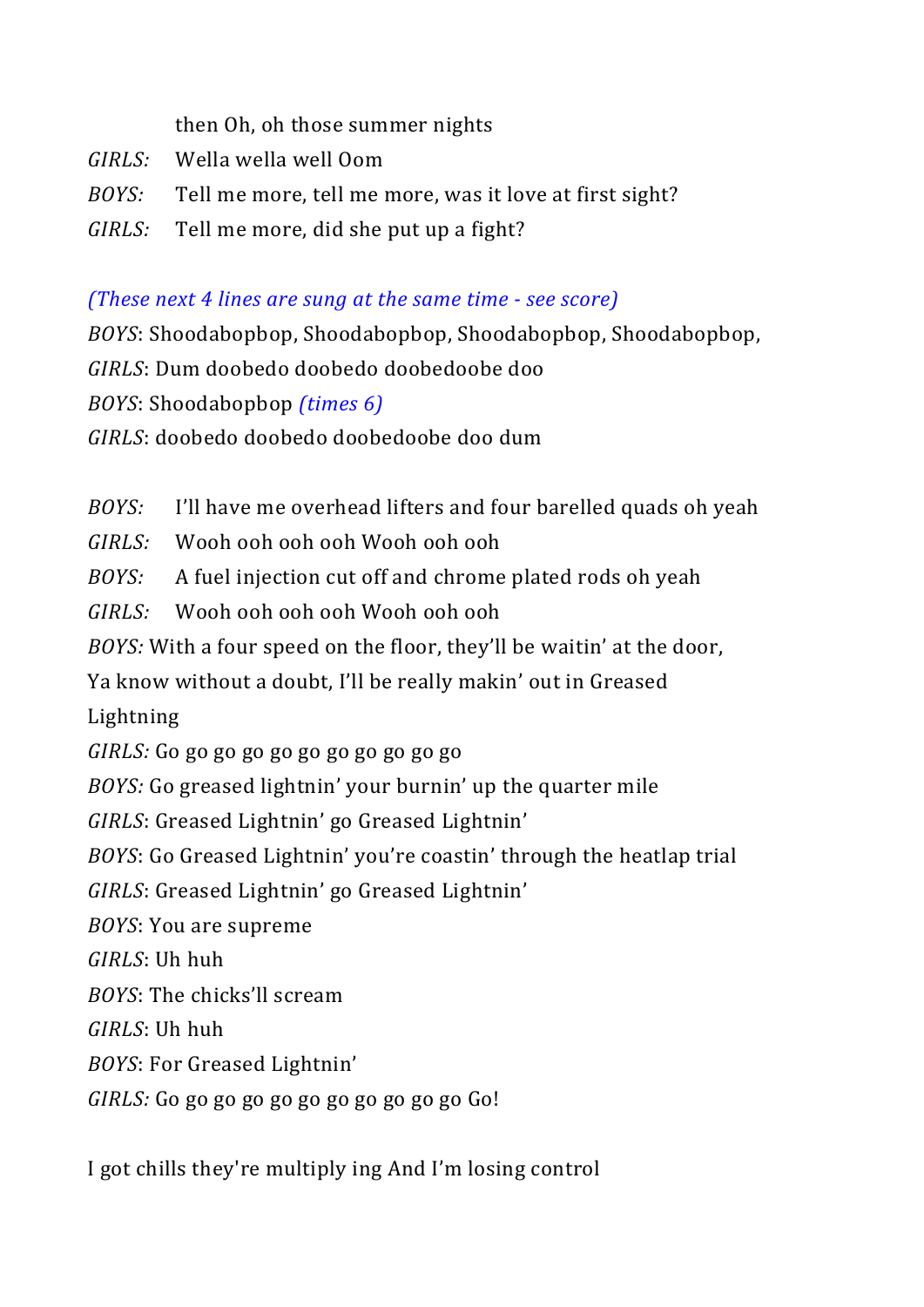then Oh, oh those summer nights

*GIRLS:* Wella wella well Oom

*BOYS:* Tell me more, tell me more, was it love at first sight?

*GIRLS:* Tell me more, did she put up a fight?

*(These next 4 lines are sung at the same time - see score)*

*BOYS*: Shoodabopbop, Shoodabopbop, Shoodabopbop, Shoodabopbop,

*GIRLS*: Dum doobedo doobedo doobedoobe doo

*BOYS*: Shoodabopbop *(times 6)*

*GIRLS*: doobedo doobedo doobedoobe doo dum

*BOYS:* I'll have me overhead lifters and four barelled quads oh yeah

*GIRLS:* Wooh ooh ooh ooh Wooh ooh ooh

*BOYS:* A fuel injection cut off and chrome plated rods oh yeah

*GIRLS:* Wooh ooh ooh ooh Wooh ooh ooh

*BOYS:* With a four speed on the floor, they'll be waitin' at the door,
Ya know without a doubt, I'll be really makin' out in Greased Lightning

*GIRLS:* Go go go go go go go go go go go

*BOYS:* Go greased lightnin' your burnin' up the quarter mile

*GIRLS*: Greased Lightnin' go Greased Lightnin'

*BOYS*: Go Greased Lightnin' you're coastin' through the heatlap trial

*GIRLS*: Greased Lightnin' go Greased Lightnin'

*BOYS*: You are supreme

*GIRLS*: Uh huh

*BOYS*: The chicks'll scream

*GIRLS*: Uh huh

*BOYS*: For Greased Lightnin'

*GIRLS:* Go go go go go go go go go go go Go!

I got chills they're multiply ing And I'm losing control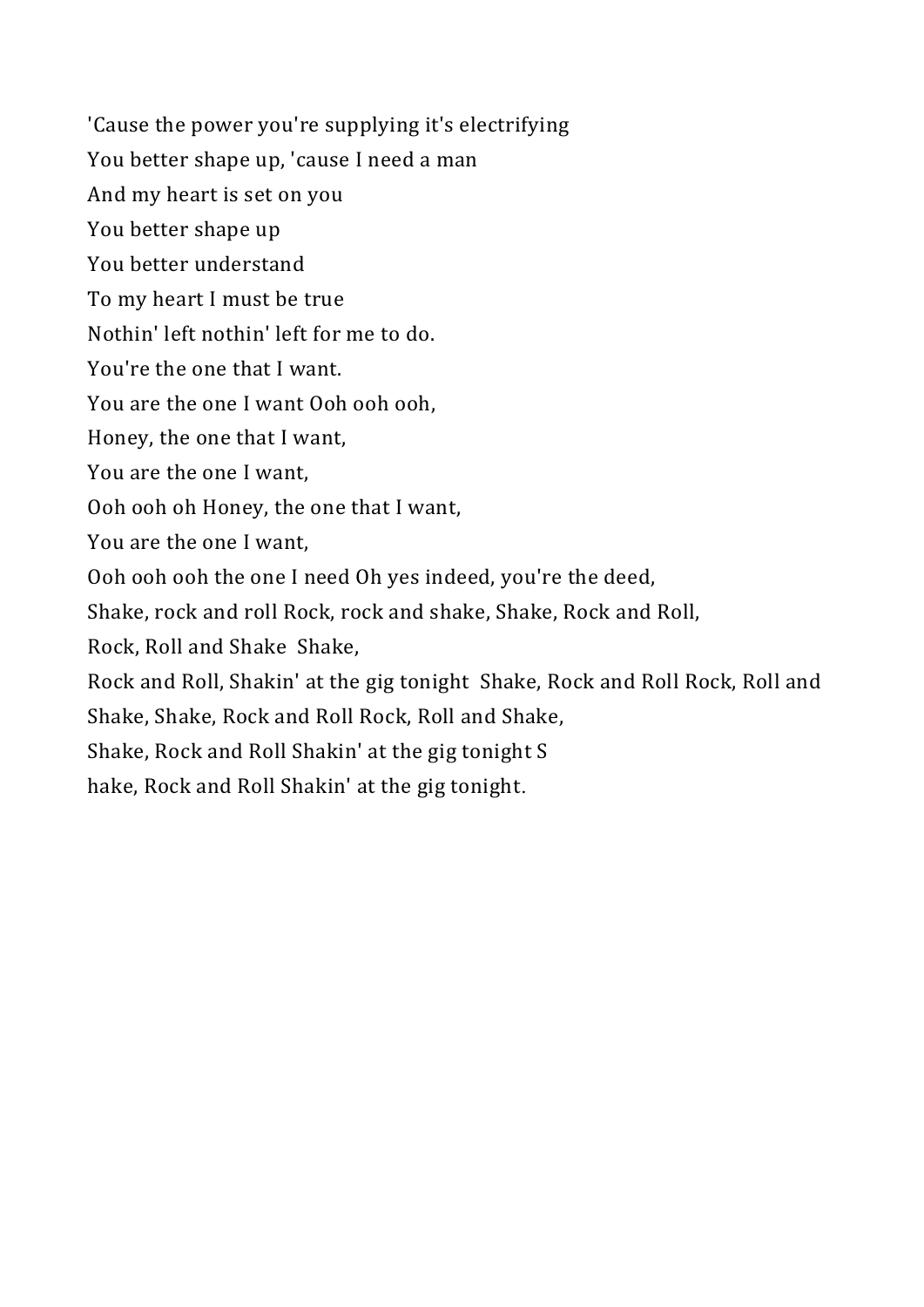'Cause the power you're supplying it's electrifying
You better shape up, 'cause I need a man
And my heart is set on you
You better shape up
You better understand
To my heart I must be true
Nothin' left nothin' left for me to do.
You're the one that I want.
You are the one I want Ooh ooh ooh,
Honey, the one that I want,
You are the one I want,
Ooh ooh oh Honey, the one that I want,
You are the one I want,
Ooh ooh ooh the one I need Oh yes indeed, you're the deed,
Shake, rock and roll Rock, rock and shake, Shake, Rock and Roll,
Rock, Roll and Shake Shake,
Rock and Roll, Shakin' at the gig tonight Shake, Rock and Roll Rock, Roll and Shake, Shake, Rock and Roll Rock, Roll and Shake,
Shake, Rock and Roll Shakin' at the gig tonight S
hake, Rock and Roll Shakin' at the gig tonight.